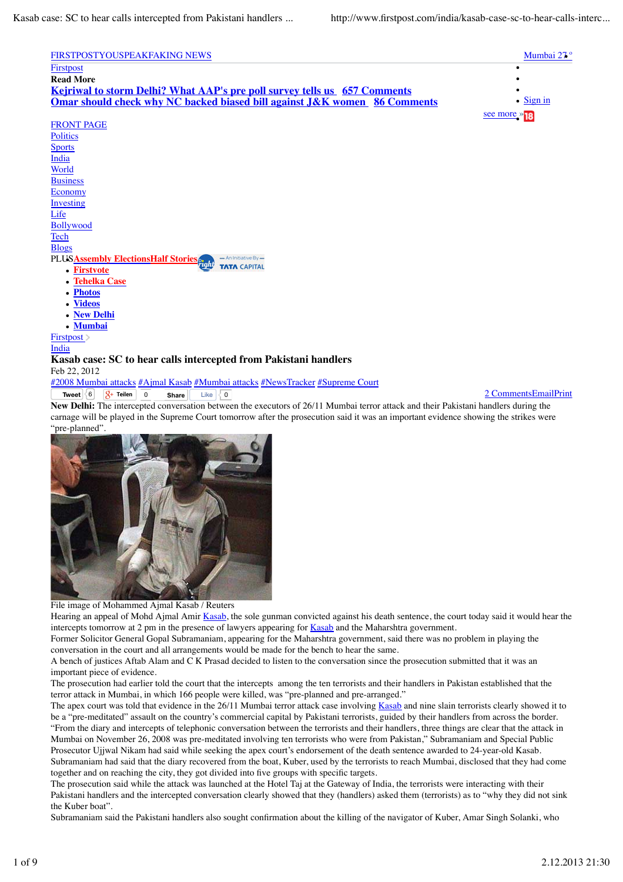FIRSTPOSTYOUSPEAKFAKING NEWS

Mumbai 27°

Firstpost

**Read More**

**Kejriwal to storm Delhi? What AAP's pre poll survey tells us 657 Comments**
**Omar should check why NC backed biased bill against J&K women 86 Comments**

- 
- 
- 
- Sign in

see more »

FRONT PAGE
Politics
Sports
India
World
Business
Economy
Investing
Life
Bollywood
Tech
Blogs
PLUS **Assembly Elections** **Half Stories**

- **Firstvote**
- **Tehelka Case**
- **Photos**
- **Videos**
- **New Delhi**
- **Mumbai**

Firstpost >
India

# Kasab case: SC to hear calls intercepted from Pakistani handlers

Feb 22, 2012

#2008 Mumbai attacks #Ajmal Kasab #Mumbai attacks #NewsTracker #Supreme Court

Tweet 6 Teilen 0 Share Like 0

2 Comments Email Print

**New Delhi:** The intercepted conversation between the executors of 26/11 Mumbai terror attack and their Pakistani handlers during the carnage will be played in the Supreme Court tomorrow after the prosecution said it was an important evidence showing the strikes were "pre-planned".

File image of Mohammed Ajmal Kasab / Reuters

Hearing an appeal of Mohd Ajmal Amir Kasab, the sole gunman convicted against his death sentence, the court today said it would hear the intercepts tomorrow at 2 pm in the presence of lawyers appearing for Kasab and the Maharshtra government.

Former Solicitor General Gopal Subramaniam, appearing for the Maharshtra government, said there was no problem in playing the conversation in the court and all arrangements would be made for the bench to hear the same.

A bench of justices Aftab Alam and C K Prasad decided to listen to the conversation since the prosecution submitted that it was an important piece of evidence.

The prosecution had earlier told the court that the intercepts among the ten terrorists and their handlers in Pakistan established that the terror attack in Mumbai, in which 166 people were killed, was "pre-planned and pre-arranged."

The apex court was told that evidence in the 26/11 Mumbai terror attack case involving Kasab and nine slain terrorists clearly showed it to be a "pre-meditated" assault on the country's commercial capital by Pakistani terrorists, guided by their handlers from across the border.

"From the diary and intercepts of telephonic conversation between the terrorists and their handlers, three things are clear that the attack in Mumbai on November 26, 2008 was pre-meditated involving ten terrorists who were from Pakistan," Subramaniam and Special Public Prosecutor Ujjwal Nikam had said while seeking the apex court's endorsement of the death sentence awarded to 24-year-old Kasab.

Subramaniam had said that the diary recovered from the boat, Kuber, used by the terrorists to reach Mumbai, disclosed that they had come together and on reaching the city, they got divided into five groups with specific targets.

The prosecution said while the attack was launched at the Hotel Taj at the Gateway of India, the terrorists were interacting with their Pakistani handlers and the intercepted conversation clearly showed that they (handlers) asked them (terrorists) as to "why they did not sink the Kuber boat".

Subramaniam said the Pakistani handlers also sought confirmation about the killing of the navigator of Kuber, Amar Singh Solanki, who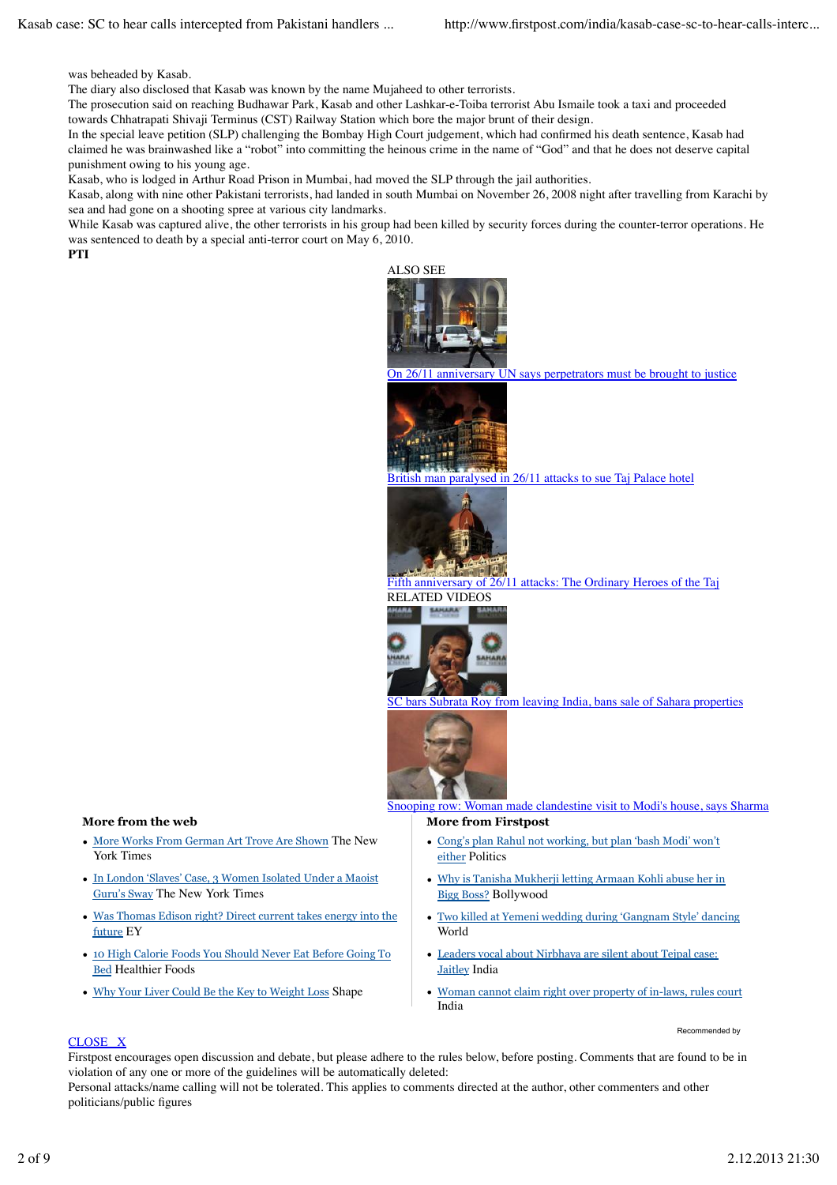was beheaded by Kasab.

The diary also disclosed that Kasab was known by the name Mujaheed to other terrorists.

The prosecution said on reaching Budhawar Park, Kasab and other Lashkar-e-Toiba terrorist Abu Ismaile took a taxi and proceeded towards Chhatrapati Shivaji Terminus (CST) Railway Station which bore the major brunt of their design.

In the special leave petition (SLP) challenging the Bombay High Court judgement, which had confirmed his death sentence, Kasab had claimed he was brainwashed like a "robot" into committing the heinous crime in the name of "God" and that he does not deserve capital punishment owing to his young age.

Kasab, who is lodged in Arthur Road Prison in Mumbai, had moved the SLP through the jail authorities.

Kasab, along with nine other Pakistani terrorists, had landed in south Mumbai on November 26, 2008 night after travelling from Karachi by sea and had gone on a shooting spree at various city landmarks.

While Kasab was captured alive, the other terrorists in his group had been killed by security forces during the counter-terror operations. He was sentenced to death by a special anti-terror court on May 6, 2010.

**PTI**

ALSO SEE

On 26/11 anniversary UN says perpetrators must be brought to justice

British man paralysed in 26/11 attacks to sue Taj Palace hotel

Fifth anniversary of 26/11 attacks: The Ordinary Heroes of the Taj

RELATED VIDEOS

SC bars Subrata Roy from leaving India, bans sale of Sahara properties

Snooping row: Woman made clandestine visit to Modi's house, says Sharma

### More from the web

- More Works From German Art Trove Are Shown The New York Times
- In London 'Slaves' Case, 3 Women Isolated Under a Maoist Guru's Sway The New York Times
- Was Thomas Edison right? Direct current takes energy into the future EY
- 10 High Calorie Foods You Should Never Eat Before Going To Bed Healthier Foods
- Why Your Liver Could Be the Key to Weight Loss Shape

### More from Firstpost

- Cong's plan Rahul not working, but plan 'bash Modi' won't either Politics
- Why is Tanisha Mukherji letting Armaan Kohli abuse her in Bigg Boss? Bollywood
- Two killed at Yemeni wedding during 'Gangnam Style' dancing World
- Leaders vocal about Nirbhaya are silent about Tejpal case: Jaitley India
- Woman cannot claim right over property of in-laws, rules court India

Recommended by

CLOSE X

Firstpost encourages open discussion and debate, but please adhere to the rules below, before posting. Comments that are found to be in violation of any one or more of the guidelines will be automatically deleted:

Personal attacks/name calling will not be tolerated. This applies to comments directed at the author, other commenters and other politicians/public figures